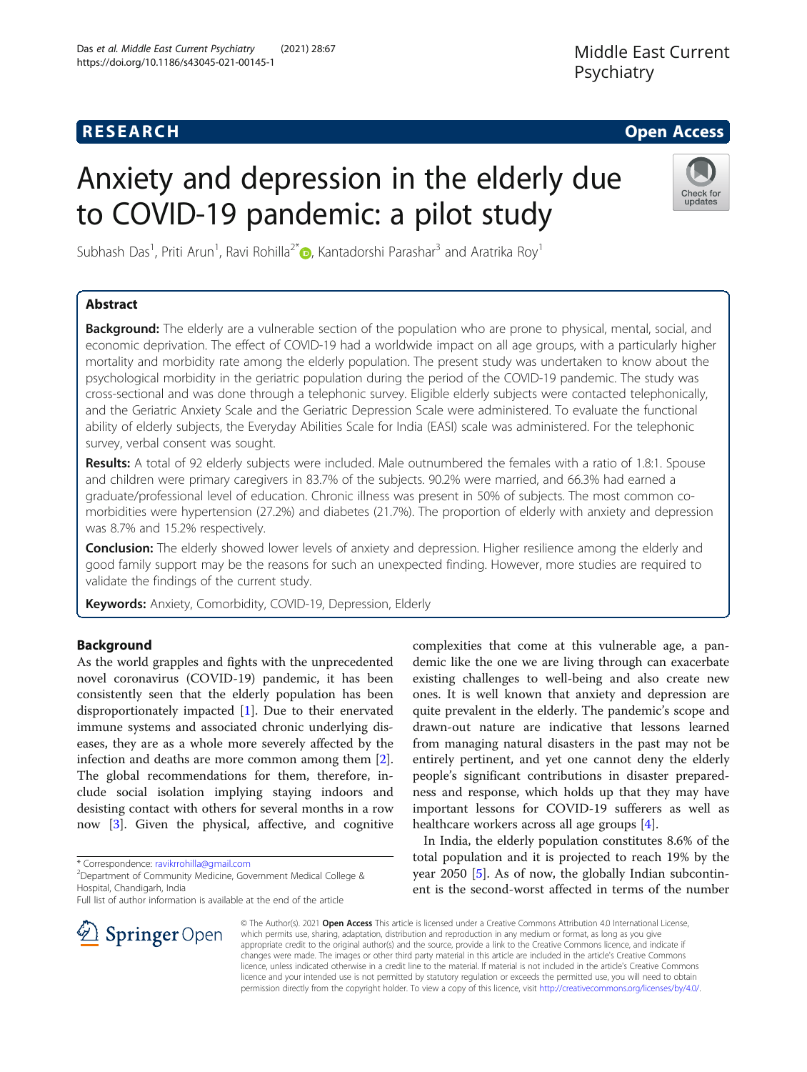**RESEARCH** **Open Access**

# Anxiety and depression in the elderly due to COVID-19 pandemic: a pilot study

Subhash Das[1], Priti Arun[1], Ravi Rohilla[2*], Kantadorshi Parashar[3] and Aratrika Roy[1]

## Abstract

**Background:** The elderly are a vulnerable section of the population who are prone to physical, mental, social, and economic deprivation. The effect of COVID-19 had a worldwide impact on all age groups, with a particularly higher mortality and morbidity rate among the elderly population. The present study was undertaken to know about the psychological morbidity in the geriatric population during the period of the COVID-19 pandemic. The study was cross-sectional and was done through a telephonic survey. Eligible elderly subjects were contacted telephonically, and the Geriatric Anxiety Scale and the Geriatric Depression Scale were administered. To evaluate the functional ability of elderly subjects, the Everyday Abilities Scale for India (EASI) scale was administered. For the telephonic survey, verbal consent was sought.

**Results:** A total of 92 elderly subjects were included. Male outnumbered the females with a ratio of 1.8:1. Spouse and children were primary caregivers in 83.7% of the subjects. 90.2% were married, and 66.3% had earned a graduate/professional level of education. Chronic illness was present in 50% of subjects. The most common co-morbidities were hypertension (27.2%) and diabetes (21.7%). The proportion of elderly with anxiety and depression was 8.7% and 15.2% respectively.

**Conclusion:** The elderly showed lower levels of anxiety and depression. Higher resilience among the elderly and good family support may be the reasons for such an unexpected finding. However, more studies are required to validate the findings of the current study.

**Keywords:** Anxiety, Comorbidity, COVID-19, Depression, Elderly

## Background

As the world grapples and fights with the unprecedented novel coronavirus (COVID-19) pandemic, it has been consistently seen that the elderly population has been disproportionately impacted [1]. Due to their enervated immune systems and associated chronic underlying diseases, they are as a whole more severely affected by the infection and deaths are more common among them [2]. The global recommendations for them, therefore, include social isolation implying staying indoors and desisting contact with others for several months in a row now [3]. Given the physical, affective, and cognitive complexities that come at this vulnerable age, a pandemic like the one we are living through can exacerbate existing challenges to well-being and also create new ones. It is well known that anxiety and depression are quite prevalent in the elderly. The pandemic's scope and drawn-out nature are indicative that lessons learned from managing natural disasters in the past may not be entirely pertinent, and yet one cannot deny the elderly people's significant contributions in disaster preparedness and response, which holds up that they may have important lessons for COVID-19 sufferers as well as healthcare workers across all age groups [4].

In India, the elderly population constitutes 8.6% of the total population and it is projected to reach 19% by the year 2050 [5]. As of now, the globally Indian subcontinent is the second-worst affected in terms of the number

\* Correspondence: ravikrrohilla@gmail.com
[2]Department of Community Medicine, Government Medical College & Hospital, Chandigarh, India
Full list of author information is available at the end of the article

© The Author(s). 2021 **Open Access** This article is licensed under a Creative Commons Attribution 4.0 International License, which permits use, sharing, adaptation, distribution and reproduction in any medium or format, as long as you give appropriate credit to the original author(s) and the source, provide a link to the Creative Commons licence, and indicate if changes were made. The images or other third party material in this article are included in the article's Creative Commons licence, unless indicated otherwise in a credit line to the material. If material is not included in the article's Creative Commons licence and your intended use is not permitted by statutory regulation or exceeds the permitted use, you will need to obtain permission directly from the copyright holder. To view a copy of this licence, visit http://creativecommons.org/licenses/by/4.0/.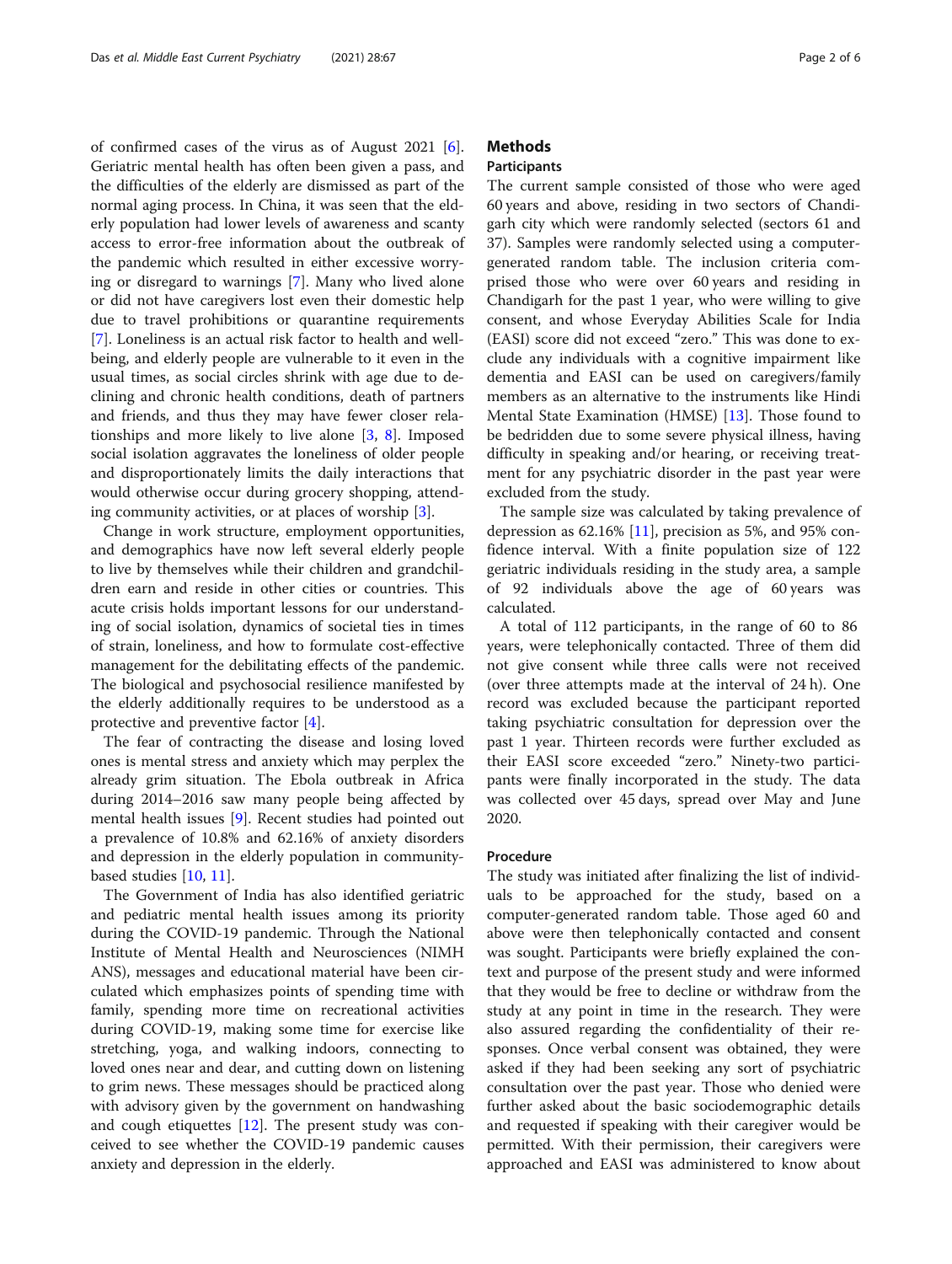of confirmed cases of the virus as of August 2021 [6]. Geriatric mental health has often been given a pass, and the difficulties of the elderly are dismissed as part of the normal aging process. In China, it was seen that the elderly population had lower levels of awareness and scanty access to error-free information about the outbreak of the pandemic which resulted in either excessive worrying or disregard to warnings [7]. Many who lived alone or did not have caregivers lost even their domestic help due to travel prohibitions or quarantine requirements [7]. Loneliness is an actual risk factor to health and well-being, and elderly people are vulnerable to it even in the usual times, as social circles shrink with age due to declining and chronic health conditions, death of partners and friends, and thus they may have fewer closer relationships and more likely to live alone [3, 8]. Imposed social isolation aggravates the loneliness of older people and disproportionately limits the daily interactions that would otherwise occur during grocery shopping, attending community activities, or at places of worship [3].

Change in work structure, employment opportunities, and demographics have now left several elderly people to live by themselves while their children and grandchildren earn and reside in other cities or countries. This acute crisis holds important lessons for our understanding of social isolation, dynamics of societal ties in times of strain, loneliness, and how to formulate cost-effective management for the debilitating effects of the pandemic. The biological and psychosocial resilience manifested by the elderly additionally requires to be understood as a protective and preventive factor [4].

The fear of contracting the disease and losing loved ones is mental stress and anxiety which may perplex the already grim situation. The Ebola outbreak in Africa during 2014–2016 saw many people being affected by mental health issues [9]. Recent studies had pointed out a prevalence of 10.8% and 62.16% of anxiety disorders and depression in the elderly population in community-based studies [10, 11].

The Government of India has also identified geriatric and pediatric mental health issues among its priority during the COVID-19 pandemic. Through the National Institute of Mental Health and Neurosciences (NIMHANS), messages and educational material have been circulated which emphasizes points of spending time with family, spending more time on recreational activities during COVID-19, making some time for exercise like stretching, yoga, and walking indoors, connecting to loved ones near and dear, and cutting down on listening to grim news. These messages should be practiced along with advisory given by the government on handwashing and cough etiquettes [12]. The present study was conceived to see whether the COVID-19 pandemic causes anxiety and depression in the elderly.

## Methods

### Participants

The current sample consisted of those who were aged 60 years and above, residing in two sectors of Chandigarh city which were randomly selected (sectors 61 and 37). Samples were randomly selected using a computer-generated random table. The inclusion criteria comprised those who were over 60 years and residing in Chandigarh for the past 1 year, who were willing to give consent, and whose Everyday Abilities Scale for India (EASI) score did not exceed "zero." This was done to exclude any individuals with a cognitive impairment like dementia and EASI can be used on caregivers/family members as an alternative to the instruments like Hindi Mental State Examination (HMSE) [13]. Those found to be bedridden due to some severe physical illness, having difficulty in speaking and/or hearing, or receiving treatment for any psychiatric disorder in the past year were excluded from the study.

The sample size was calculated by taking prevalence of depression as 62.16% [11], precision as 5%, and 95% confidence interval. With a finite population size of 122 geriatric individuals residing in the study area, a sample of 92 individuals above the age of 60 years was calculated.

A total of 112 participants, in the range of 60 to 86 years, were telephonically contacted. Three of them did not give consent while three calls were not received (over three attempts made at the interval of 24 h). One record was excluded because the participant reported taking psychiatric consultation for depression over the past 1 year. Thirteen records were further excluded as their EASI score exceeded "zero." Ninety-two participants were finally incorporated in the study. The data was collected over 45 days, spread over May and June 2020.

### Procedure

The study was initiated after finalizing the list of individuals to be approached for the study, based on a computer-generated random table. Those aged 60 and above were then telephonically contacted and consent was sought. Participants were briefly explained the context and purpose of the present study and were informed that they would be free to decline or withdraw from the study at any point in time in the research. They were also assured regarding the confidentiality of their responses. Once verbal consent was obtained, they were asked if they had been seeking any sort of psychiatric consultation over the past year. Those who denied were further asked about the basic sociodemographic details and requested if speaking with their caregiver would be permitted. With their permission, their caregivers were approached and EASI was administered to know about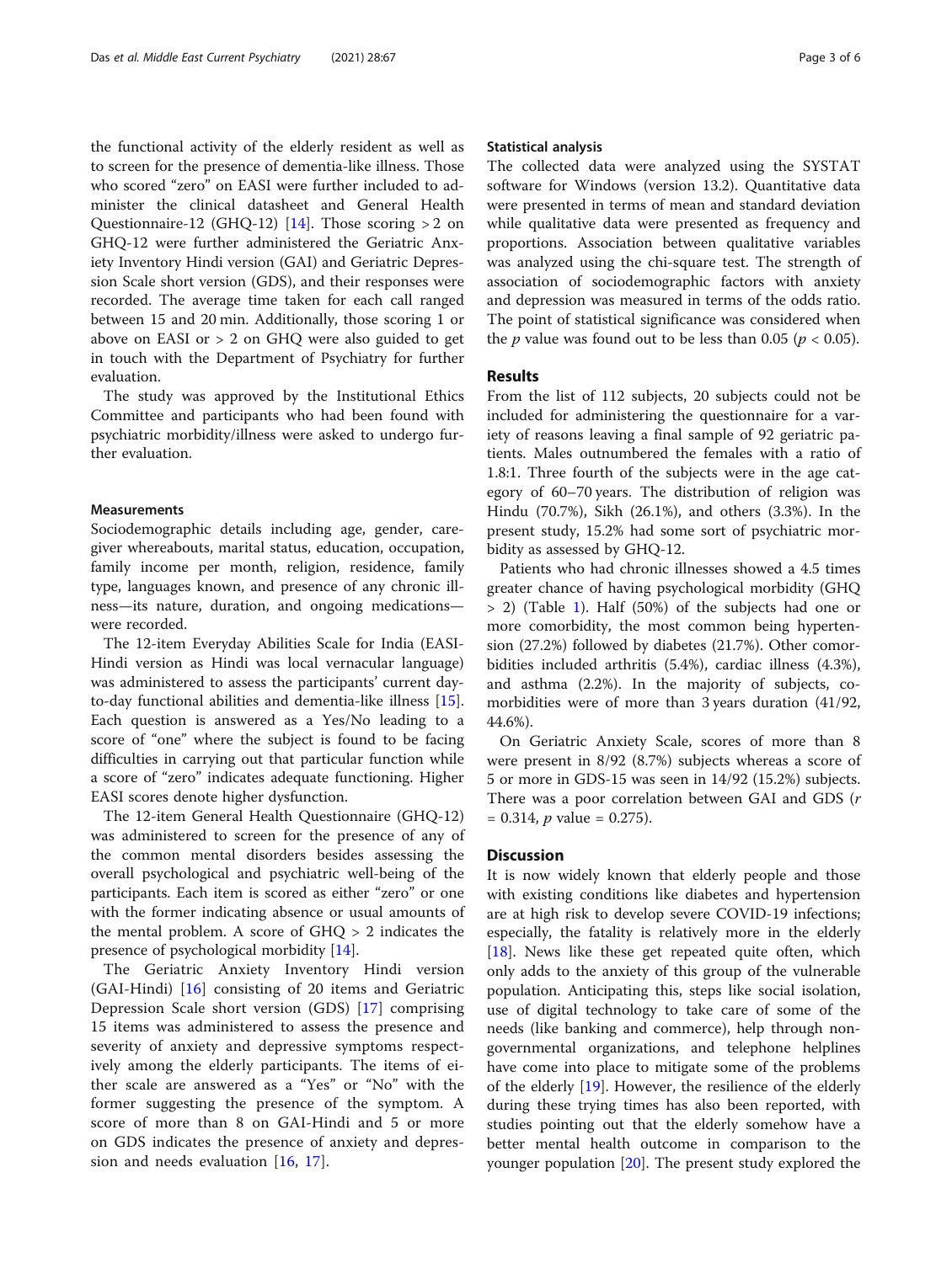the functional activity of the elderly resident as well as to screen for the presence of dementia-like illness. Those who scored "zero" on EASI were further included to administer the clinical datasheet and General Health Questionnaire-12 (GHQ-12) [14]. Those scoring > 2 on GHQ-12 were further administered the Geriatric Anxiety Inventory Hindi version (GAI) and Geriatric Depression Scale short version (GDS), and their responses were recorded. The average time taken for each call ranged between 15 and 20 min. Additionally, those scoring 1 or above on EASI or > 2 on GHQ were also guided to get in touch with the Department of Psychiatry for further evaluation.

The study was approved by the Institutional Ethics Committee and participants who had been found with psychiatric morbidity/illness were asked to undergo further evaluation.

### Measurements

Sociodemographic details including age, gender, caregiver whereabouts, marital status, education, occupation, family income per month, religion, residence, family type, languages known, and presence of any chronic illness—its nature, duration, and ongoing medications—were recorded.

The 12-item Everyday Abilities Scale for India (EASI-Hindi version as Hindi was local vernacular language) was administered to assess the participants' current day-to-day functional abilities and dementia-like illness [15]. Each question is answered as a Yes/No leading to a score of "one" where the subject is found to be facing difficulties in carrying out that particular function while a score of "zero" indicates adequate functioning. Higher EASI scores denote higher dysfunction.

The 12-item General Health Questionnaire (GHQ-12) was administered to screen for the presence of any of the common mental disorders besides assessing the overall psychological and psychiatric well-being of the participants. Each item is scored as either "zero" or one with the former indicating absence or usual amounts of the mental problem. A score of GHQ > 2 indicates the presence of psychological morbidity [14].

The Geriatric Anxiety Inventory Hindi version (GAI-Hindi) [16] consisting of 20 items and Geriatric Depression Scale short version (GDS) [17] comprising 15 items was administered to assess the presence and severity of anxiety and depressive symptoms respectively among the elderly participants. The items of either scale are answered as a "Yes" or "No" with the former suggesting the presence of the symptom. A score of more than 8 on GAI-Hindi and 5 or more on GDS indicates the presence of anxiety and depression and needs evaluation [16, 17].

### Statistical analysis

The collected data were analyzed using the SYSTAT software for Windows (version 13.2). Quantitative data were presented in terms of mean and standard deviation while qualitative data were presented as frequency and proportions. Association between qualitative variables was analyzed using the chi-square test. The strength of association of sociodemographic factors with anxiety and depression was measured in terms of the odds ratio. The point of statistical significance was considered when the $p$ value was found out to be less than 0.05 ($p < 0.05$).

## Results

From the list of 112 subjects, 20 subjects could not be included for administering the questionnaire for a variety of reasons leaving a final sample of 92 geriatric patients. Males outnumbered the females with a ratio of 1.8:1. Three fourth of the subjects were in the age category of 60–70 years. The distribution of religion was Hindu (70.7%), Sikh (26.1%), and others (3.3%). In the present study, 15.2% had some sort of psychiatric morbidity as assessed by GHQ-12.

Patients who had chronic illnesses showed a 4.5 times greater chance of having psychological morbidity (GHQ > 2) (Table 1). Half (50%) of the subjects had one or more comorbidity, the most common being hypertension (27.2%) followed by diabetes (21.7%). Other comorbidities included arthritis (5.4%), cardiac illness (4.3%), and asthma (2.2%). In the majority of subjects, comorbidities were of more than 3 years duration (41/92, 44.6%).

On Geriatric Anxiety Scale, scores of more than 8 were present in 8/92 (8.7%) subjects whereas a score of 5 or more in GDS-15 was seen in 14/92 (15.2%) subjects. There was a poor correlation between GAI and GDS ($r = 0.314$, $p$ value = 0.275).

## Discussion

It is now widely known that elderly people and those with existing conditions like diabetes and hypertension are at high risk to develop severe COVID-19 infections; especially, the fatality is relatively more in the elderly [18]. News like these get repeated quite often, which only adds to the anxiety of this group of the vulnerable population. Anticipating this, steps like social isolation, use of digital technology to take care of some of the needs (like banking and commerce), help through non-governmental organizations, and telephone helplines have come into place to mitigate some of the problems of the elderly [19]. However, the resilience of the elderly during these trying times has also been reported, with studies pointing out that the elderly somehow have a better mental health outcome in comparison to the younger population [20]. The present study explored the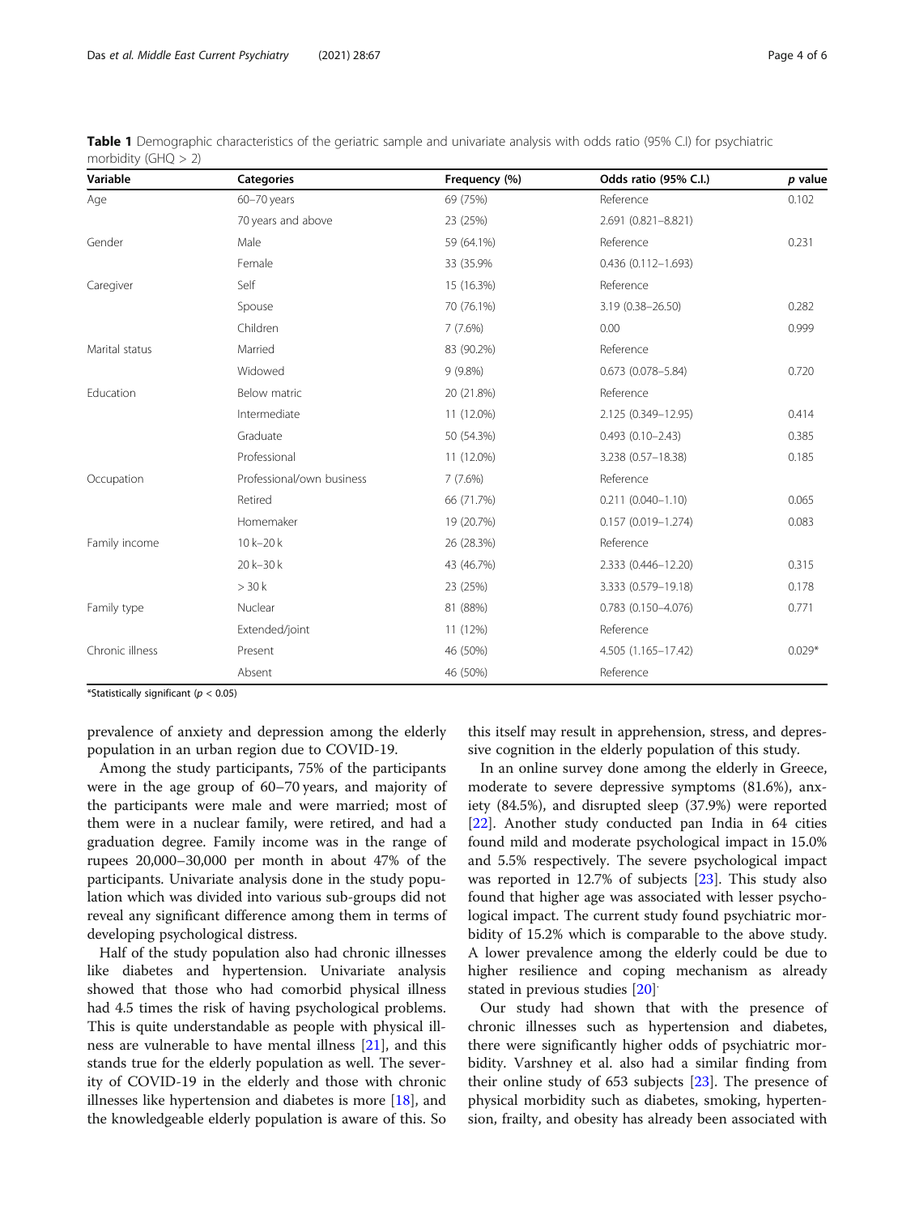**Table 1** Demographic characteristics of the geriatric sample and univariate analysis with odds ratio (95% C.I) for psychiatric morbidity (GHQ > 2)

| Variable | Categories | Frequency (%) | Odds ratio (95% C.I.) | *p* value |
|---|---|---|---|---|
| Age | 60–70 years | 69 (75%) | Reference | 0.102 |
| | 70 years and above | 23 (25%) | 2.691 (0.821–8.821) | |
| Gender | Male | 59 (64.1%) | Reference | 0.231 |
| | Female | 33 (35.9% | 0.436 (0.112–1.693) | |
| Caregiver | Self | 15 (16.3%) | Reference | |
| | Spouse | 70 (76.1%) | 3.19 (0.38–26.50) | 0.282 |
| | Children | 7 (7.6%) | 0.00 | 0.999 |
| Marital status | Married | 83 (90.2%) | Reference | |
| | Widowed | 9 (9.8%) | 0.673 (0.078–5.84) | 0.720 |
| Education | Below matric | 20 (21.8%) | Reference | |
| | Intermediate | 11 (12.0%) | 2.125 (0.349–12.95) | 0.414 |
| | Graduate | 50 (54.3%) | 0.493 (0.10–2.43) | 0.385 |
| | Professional | 11 (12.0%) | 3.238 (0.57–18.38) | 0.185 |
| Occupation | Professional/own business | 7 (7.6%) | Reference | |
| | Retired | 66 (71.7%) | 0.211 (0.040–1.10) | 0.065 |
| | Homemaker | 19 (20.7%) | 0.157 (0.019–1.274) | 0.083 |
| Family income | 10 k–20 k | 26 (28.3%) | Reference | |
| | 20 k–30 k | 43 (46.7%) | 2.333 (0.446–12.20) | 0.315 |
| | > 30 k | 23 (25%) | 3.333 (0.579–19.18) | 0.178 |
| Family type | Nuclear | 81 (88%) | 0.783 (0.150–4.076) | 0.771 |
| | Extended/joint | 11 (12%) | Reference | |
| Chronic illness | Present | 46 (50%) | 4.505 (1.165–17.42) | 0.029* |
| | Absent | 46 (50%) | Reference | |

*Statistically significant ($p < 0.05$)

prevalence of anxiety and depression among the elderly population in an urban region due to COVID-19.

Among the study participants, 75% of the participants were in the age group of 60–70 years, and majority of the participants were male and were married; most of them were in a nuclear family, were retired, and had a graduation degree. Family income was in the range of rupees 20,000–30,000 per month in about 47% of the participants. Univariate analysis done in the study population which was divided into various sub-groups did not reveal any significant difference among them in terms of developing psychological distress.

Half of the study population also had chronic illnesses like diabetes and hypertension. Univariate analysis showed that those who had comorbid physical illness had 4.5 times the risk of having psychological problems. This is quite understandable as people with physical illness are vulnerable to have mental illness [21], and this stands true for the elderly population as well. The severity of COVID-19 in the elderly and those with chronic illnesses like hypertension and diabetes is more [18], and the knowledgeable elderly population is aware of this. So this itself may result in apprehension, stress, and depressive cognition in the elderly population of this study.

In an online survey done among the elderly in Greece, moderate to severe depressive symptoms (81.6%), anxiety (84.5%), and disrupted sleep (37.9%) were reported [22]. Another study conducted pan India in 64 cities found mild and moderate psychological impact in 15.0% and 5.5% respectively. The severe psychological impact was reported in 12.7% of subjects [23]. This study also found that higher age was associated with lesser psychological impact. The current study found psychiatric morbidity of 15.2% which is comparable to the above study. A lower prevalence among the elderly could be due to higher resilience and coping mechanism as already stated in previous studies [20].

Our study had shown that with the presence of chronic illnesses such as hypertension and diabetes, there were significantly higher odds of psychiatric morbidity. Varshney et al. also had a similar finding from their online study of 653 subjects [23]. The presence of physical morbidity such as diabetes, smoking, hypertension, frailty, and obesity has already been associated with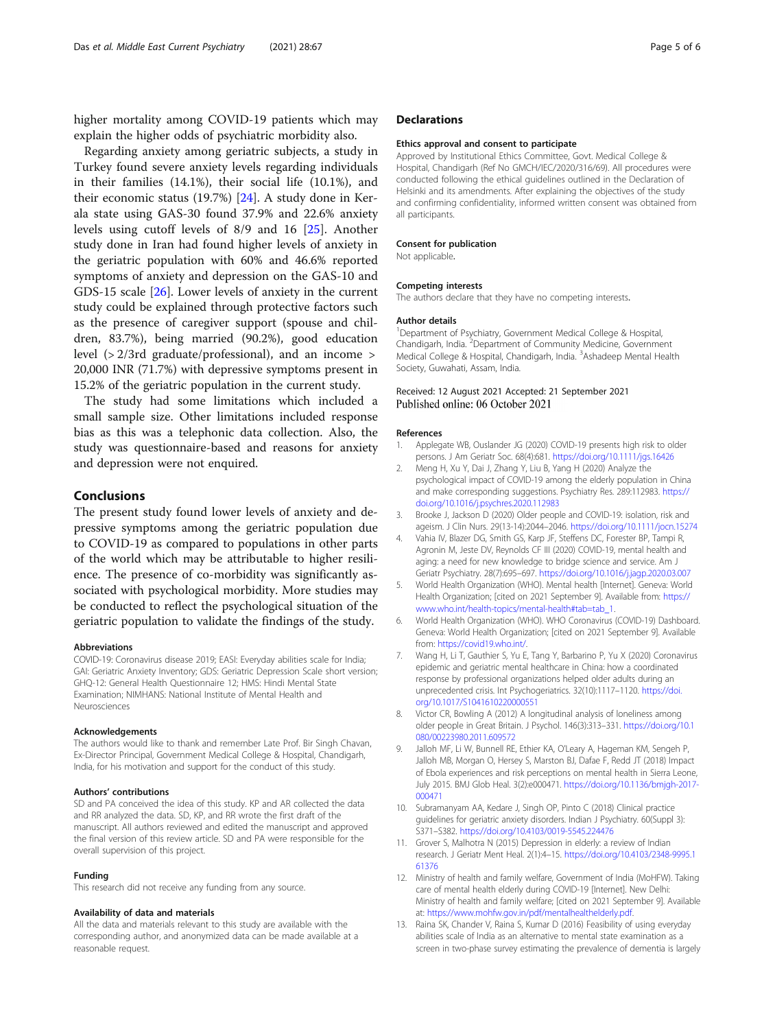higher mortality among COVID-19 patients which may explain the higher odds of psychiatric morbidity also.

Regarding anxiety among geriatric subjects, a study in Turkey found severe anxiety levels regarding individuals in their families (14.1%), their social life (10.1%), and their economic status (19.7%) [24]. A study done in Kerala state using GAS-30 found 37.9% and 22.6% anxiety levels using cutoff levels of 8/9 and 16 [25]. Another study done in Iran had found higher levels of anxiety in the geriatric population with 60% and 46.6% reported symptoms of anxiety and depression on the GAS-10 and GDS-15 scale [26]. Lower levels of anxiety in the current study could be explained through protective factors such as the presence of caregiver support (spouse and children, 83.7%), being married (90.2%), good education level (> 2/3rd graduate/professional), and an income > 20,000 INR (71.7%) with depressive symptoms present in 15.2% of the geriatric population in the current study.

The study had some limitations which included a small sample size. Other limitations included response bias as this was a telephonic data collection. Also, the study was questionnaire-based and reasons for anxiety and depression were not enquired.

## Conclusions

The present study found lower levels of anxiety and depressive symptoms among the geriatric population due to COVID-19 as compared to populations in other parts of the world which may be attributable to higher resilience. The presence of co-morbidity was significantly associated with psychological morbidity. More studies may be conducted to reflect the psychological situation of the geriatric population to validate the findings of the study.

### Abbreviations

COVID-19: Coronavirus disease 2019; EASI: Everyday abilities scale for India; GAI: Geriatric Anxiety Inventory; GDS: Geriatric Depression Scale short version; GHQ-12: General Health Questionnaire 12; HMS: Hindi Mental State Examination; NIMHANS: National Institute of Mental Health and Neurosciences

### Acknowledgements

The authors would like to thank and remember Late Prof. Bir Singh Chavan, Ex-Director Principal, Government Medical College & Hospital, Chandigarh, India, for his motivation and support for the conduct of this study.

### Authors' contributions

SD and PA conceived the idea of this study. KP and AR collected the data and RR analyzed the data. SD, KP, and RR wrote the first draft of the manuscript. All authors reviewed and edited the manuscript and approved the final version of this review article. SD and PA were responsible for the overall supervision of this project.

### Funding

This research did not receive any funding from any source.

### Availability of data and materials

All the data and materials relevant to this study are available with the corresponding author, and anonymized data can be made available at a reasonable request.

## Declarations

### Ethics approval and consent to participate

Approved by Institutional Ethics Committee, Govt. Medical College & Hospital, Chandigarh (Ref No GMCH/IEC/2020/316/69). All procedures were conducted following the ethical guidelines outlined in the Declaration of Helsinki and its amendments. After explaining the objectives of the study and confirming confidentiality, informed written consent was obtained from all participants.

### Consent for publication

Not applicable.

### Competing interests

The authors declare that they have no competing interests.

### Author details

[1]Department of Psychiatry, Government Medical College & Hospital, Chandigarh, India. [2]Department of Community Medicine, Government Medical College & Hospital, Chandigarh, India. [3]Ashadeep Mental Health Society, Guwahati, Assam, India.

Received: 12 August 2021 Accepted: 21 September 2021
Published online: 06 October 2021

### References

1. Applegate WB, Ouslander JG (2020) COVID-19 presents high risk to older persons. J Am Geriatr Soc. 68(4):681. https://doi.org/10.1111/jgs.16426
2. Meng H, Xu Y, Dai J, Zhang Y, Liu B, Yang H (2020) Analyze the psychological impact of COVID-19 among the elderly population in China and make corresponding suggestions. Psychiatry Res. 289:112983. https://doi.org/10.1016/j.psychres.2020.112983
3. Brooke J, Jackson D (2020) Older people and COVID-19: isolation, risk and ageism. J Clin Nurs. 29(13-14):2044–2046. https://doi.org/10.1111/jocn.15274
4. Vahia IV, Blazer DG, Smith GS, Karp JF, Steffens DC, Forester BP, Tampi R, Agronin M, Jeste DV, Reynolds CF III (2020) COVID-19, mental health and aging: a need for new knowledge to bridge science and service. Am J Geriatr Psychiatry. 28(7):695–697. https://doi.org/10.1016/j.jagp.2020.03.007
5. World Health Organization (WHO). Mental health [Internet]. Geneva: World Health Organization; [cited on 2021 September 9]. Available from: https://www.who.int/health-topics/mental-health#tab=tab_1.
6. World Health Organization (WHO). WHO Coronavirus (COVID-19) Dashboard. Geneva: World Health Organization; [cited on 2021 September 9]. Available from: https://covid19.who.int/.
7. Wang H, Li T, Gauthier S, Yu E, Tang Y, Barbarino P, Yu X (2020) Coronavirus epidemic and geriatric mental healthcare in China: how a coordinated response by professional organizations helped older adults during an unprecedented crisis. Int Psychogeriatrics. 32(10):1117–1120. https://doi.org/10.1017/S1041610220000551
8. Victor CR, Bowling A (2012) A longitudinal analysis of loneliness among older people in Great Britain. J Psychol. 146(3):313–331. https://doi.org/10.1080/00223980.2011.609572
9. Jalloh MF, Li W, Bunnell RE, Ethier KA, O'Leary A, Hageman KM, Sengeh P, Jalloh MB, Morgan O, Hersey S, Marston BJ, Dafae F, Redd JT (2018) Impact of Ebola experiences and risk perceptions on mental health in Sierra Leone, July 2015. BMJ Glob Heal. 3(2):e000471. https://doi.org/10.1136/bmjgh-2017-000471
10. Subramanyam AA, Kedare J, Singh OP, Pinto C (2018) Clinical practice guidelines for geriatric anxiety disorders. Indian J Psychiatry. 60(Suppl 3):S371–S382. https://doi.org/10.4103/0019-5545.224476
11. Grover S, Malhotra N (2015) Depression in elderly: a review of Indian research. J Geriatr Ment Heal. 2(1):4–15. https://doi.org/10.4103/2348-9995.161376
12. Ministry of health and family welfare, Government of India (MoHFW). Taking care of mental health elderly during COVID-19 [Internet]. New Delhi: Ministry of health and family welfare; [cited on 2021 September 9]. Available at: https://www.mohfw.gov.in/pdf/mentalhealthelderly.pdf.
13. Raina SK, Chander V, Raina S, Kumar D (2016) Feasibility of using everyday abilities scale of India as an alternative to mental state examination as a screen in two-phase survey estimating the prevalence of dementia is largely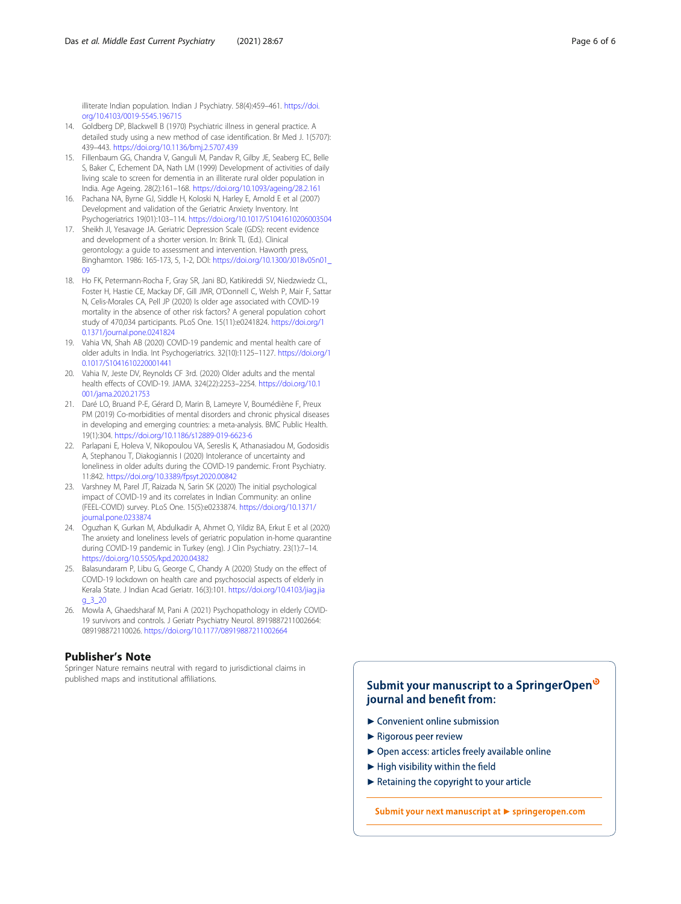illiterate Indian population. Indian J Psychiatry. 58(4):459–461. https://doi.org/10.4103/0019-5545.196715

14. Goldberg DP, Blackwell B (1970) Psychiatric illness in general practice. A detailed study using a new method of case identification. Br Med J. 1(5707): 439–443. https://doi.org/10.1136/bmj.2.5707.439
15. Fillenbaum GG, Chandra V, Ganguli M, Pandav R, Gilby JE, Seaberg EC, Belle S, Baker C, Echement DA, Nath LM (1999) Development of activities of daily living scale to screen for dementia in an illiterate rural older population in India. Age Ageing. 28(2):161–168. https://doi.org/10.1093/ageing/28.2.161
16. Pachana NA, Byrne GJ, Siddle H, Koloski N, Harley E, Arnold E et al (2007) Development and validation of the Geriatric Anxiety Inventory. Int Psychogeriatrics 19(01):103–114. https://doi.org/10.1017/S1041610206003504
17. Sheikh JI, Yesavage JA. Geriatric Depression Scale (GDS): recent evidence and development of a shorter version. In: Brink TL (Ed.). Clinical gerontology: a guide to assessment and intervention. Haworth press, Binghamton. 1986: 165-173, 5, 1-2, DOI: https://doi.org/10.1300/J018v05n01_09
18. Ho FK, Petermann-Rocha F, Gray SR, Jani BD, Katikireddi SV, Niedzwiedz CL, Foster H, Hastie CE, Mackay DF, Gill JMR, O'Donnell C, Welsh P, Mair F, Sattar N, Celis-Morales CA, Pell JP (2020) Is older age associated with COVID-19 mortality in the absence of other risk factors? A general population cohort study of 470,034 participants. PLoS One. 15(11):e0241824. https://doi.org/10.1371/journal.pone.0241824
19. Vahia VN, Shah AB (2020) COVID-19 pandemic and mental health care of older adults in India. Int Psychogeriatrics. 32(10):1125–1127. https://doi.org/10.1017/S1041610220001441
20. Vahia IV, Jeste DV, Reynolds CF 3rd. (2020) Older adults and the mental health effects of COVID-19. JAMA. 324(22):2253–2254. https://doi.org/10.1001/jama.2020.21753
21. Daré LO, Bruand P-E, Gérard D, Marin B, Lameyre V, Boumédiène F, Preux PM (2019) Co-morbidities of mental disorders and chronic physical diseases in developing and emerging countries: a meta-analysis. BMC Public Health. 19(1):304. https://doi.org/10.1186/s12889-019-6623-6
22. Parlapani E, Holeva V, Nikopoulou VA, Sereslis K, Athanasiadou M, Godosidis A, Stephanou T, Diakogiannis I (2020) Intolerance of uncertainty and loneliness in older adults during the COVID-19 pandemic. Front Psychiatry. 11:842. https://doi.org/10.3389/fpsyt.2020.00842
23. Varshney M, Parel JT, Raizada N, Sarin SK (2020) The initial psychological impact of COVID-19 and its correlates in Indian Community: an online (FEEL-COVID) survey. PLoS One. 15(5):e0233874. https://doi.org/10.1371/journal.pone.0233874
24. Oguzhan K, Gurkan M, Abdulkadir A, Ahmet O, Yildiz BA, Erkut E et al (2020) The anxiety and loneliness levels of geriatric population in-home quarantine during COVID-19 pandemic in Turkey (eng). J Clin Psychiatry. 23(1):7–14. https://doi.org/10.5505/kpd.2020.04382
25. Balasundaram P, Libu G, George C, Chandy A (2020) Study on the effect of COVID-19 lockdown on health care and psychosocial aspects of elderly in Kerala State. J Indian Acad Geriatr. 16(3):101. https://doi.org/10.4103/jiag.jiag_3_20
26. Mowla A, Ghaedsharaf M, Pani A (2021) Psychopathology in elderly COVID-19 survivors and controls. J Geriatr Psychiatry Neurol. 8919887211002664: 089198872110026. https://doi.org/10.1177/08919887211002664

## Publisher's Note

Springer Nature remains neutral with regard to jurisdictional claims in published maps and institutional affiliations.

**Submit your manuscript to a SpringerOpen journal and benefit from:**

- ► Convenient online submission
- ► Rigorous peer review
- ► Open access: articles freely available online
- ► High visibility within the field
- ► Retaining the copyright to your article

Submit your next manuscript at ► springeropen.com